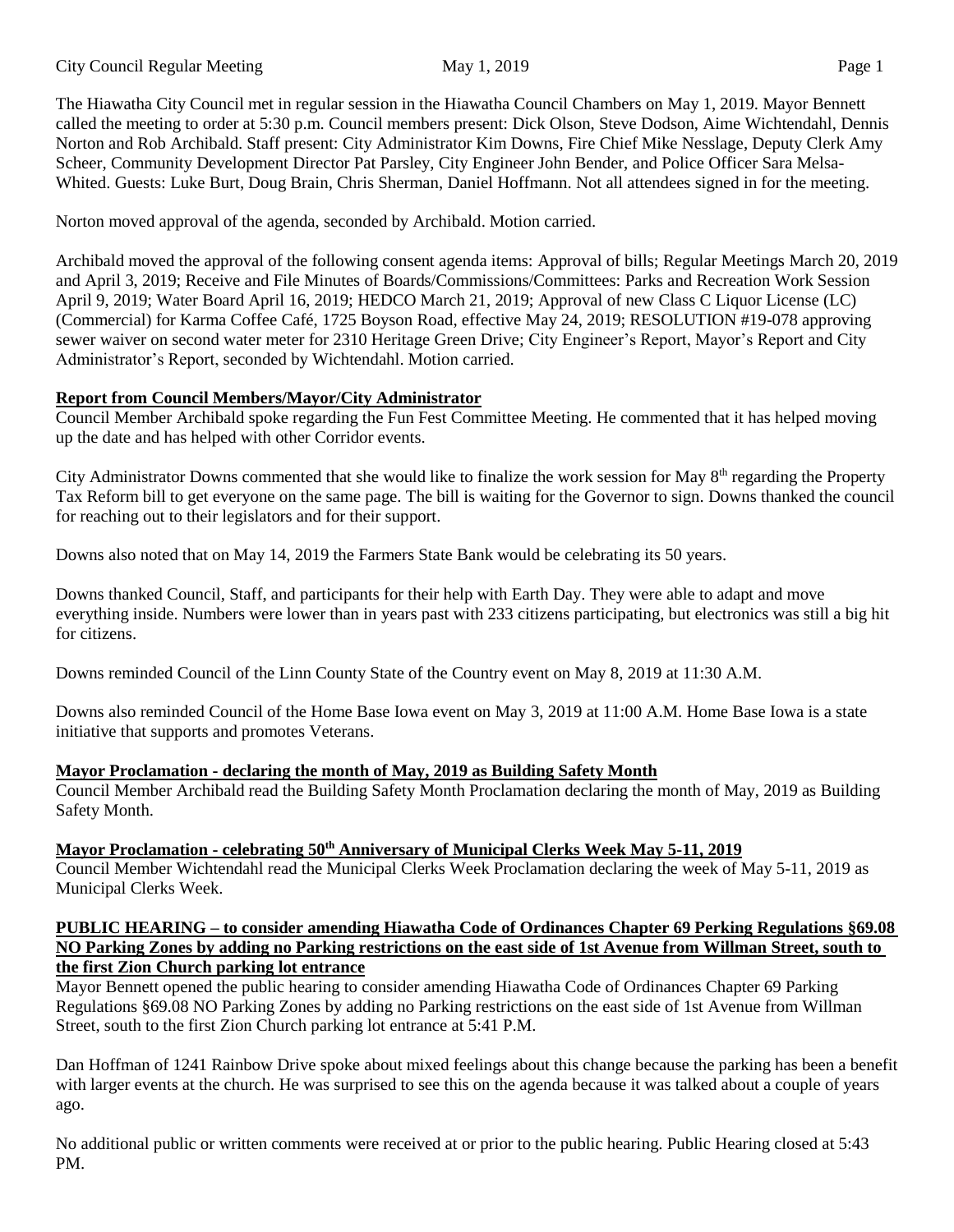The Hiawatha City Council met in regular session in the Hiawatha Council Chambers on May 1, 2019. Mayor Bennett called the meeting to order at 5:30 p.m. Council members present: Dick Olson, Steve Dodson, Aime Wichtendahl, Dennis Norton and Rob Archibald. Staff present: City Administrator Kim Downs, Fire Chief Mike Nesslage, Deputy Clerk Amy Scheer, Community Development Director Pat Parsley, City Engineer John Bender, and Police Officer Sara Melsa-Whited. Guests: Luke Burt, Doug Brain, Chris Sherman, Daniel Hoffmann. Not all attendees signed in for the meeting.

Norton moved approval of the agenda, seconded by Archibald. Motion carried.

Archibald moved the approval of the following consent agenda items: Approval of bills; Regular Meetings March 20, 2019 and April 3, 2019; Receive and File Minutes of Boards/Commissions/Committees: Parks and Recreation Work Session April 9, 2019; Water Board April 16, 2019; HEDCO March 21, 2019; Approval of new Class C Liquor License (LC) (Commercial) for Karma Coffee Café, 1725 Boyson Road, effective May 24, 2019; RESOLUTION #19-078 approving sewer waiver on second water meter for 2310 Heritage Green Drive; City Engineer's Report, Mayor's Report and City Administrator's Report, seconded by Wichtendahl. Motion carried.

**Report from Council Members/Mayor/City Administrator**

Council Member Archibald spoke regarding the Fun Fest Committee Meeting. He commented that it has helped moving up the date and has helped with other Corridor events.

City Administrator Downs commented that she would like to finalize the work session for May 8th regarding the Property Tax Reform bill to get everyone on the same page. The bill is waiting for the Governor to sign. Downs thanked the council for reaching out to their legislators and for their support.

Downs also noted that on May 14, 2019 the Farmers State Bank would be celebrating its 50 years.

Downs thanked Council, Staff, and participants for their help with Earth Day. They were able to adapt and move everything inside. Numbers were lower than in years past with 233 citizens participating, but electronics was still a big hit for citizens.

Downs reminded Council of the Linn County State of the Country event on May 8, 2019 at 11:30 A.M.

Downs also reminded Council of the Home Base Iowa event on May 3, 2019 at 11:00 A.M. Home Base Iowa is a state initiative that supports and promotes Veterans.

**Mayor Proclamation - declaring the month of May, 2019 as Building Safety Month**

Council Member Archibald read the Building Safety Month Proclamation declaring the month of May, 2019 as Building Safety Month.

**Mayor Proclamation - celebrating 50th Anniversary of Municipal Clerks Week May 5-11, 2019**

Council Member Wichtendahl read the Municipal Clerks Week Proclamation declaring the week of May 5-11, 2019 as Municipal Clerks Week.

**PUBLIC HEARING – to consider amending Hiawatha Code of Ordinances Chapter 69 Perking Regulations §69.08 NO Parking Zones by adding no Parking restrictions on the east side of 1st Avenue from Willman Street, south to the first Zion Church parking lot entrance**

Mayor Bennett opened the public hearing to consider amending Hiawatha Code of Ordinances Chapter 69 Parking Regulations §69.08 NO Parking Zones by adding no Parking restrictions on the east side of 1st Avenue from Willman Street, south to the first Zion Church parking lot entrance at 5:41 P.M.

Dan Hoffman of 1241 Rainbow Drive spoke about mixed feelings about this change because the parking has been a benefit with larger events at the church. He was surprised to see this on the agenda because it was talked about a couple of years ago.

No additional public or written comments were received at or prior to the public hearing. Public Hearing closed at 5:43 PM.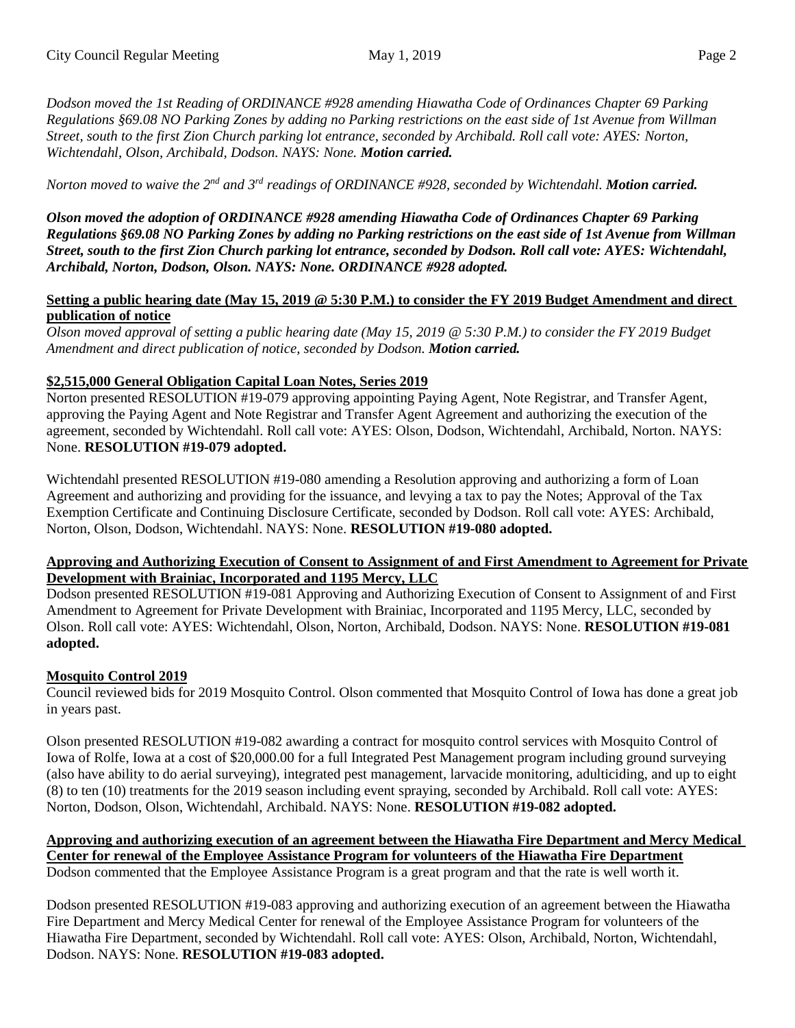*Dodson moved the 1st Reading of ORDINANCE #928 amending Hiawatha Code of Ordinances Chapter 69 Parking Regulations §69.08 NO Parking Zones by adding no Parking restrictions on the east side of 1st Avenue from Willman Street, south to the first Zion Church parking lot entrance, seconded by Archibald. Roll call vote: AYES: Norton, Wichtendahl, Olson, Archibald, Dodson. NAYS: None.* ***Motion carried.***

*Norton moved to waive the 2nd and 3rd readings of ORDINANCE #928, seconded by Wichtendahl.* ***Motion carried.***

***Olson moved the adoption of ORDINANCE #928 amending Hiawatha Code of Ordinances Chapter 69 Parking Regulations §69.08 NO Parking Zones by adding no Parking restrictions on the east side of 1st Avenue from Willman Street, south to the first Zion Church parking lot entrance, seconded by Dodson. Roll call vote: AYES: Wichtendahl, Archibald, Norton, Dodson, Olson. NAYS: None. ORDINANCE #928 adopted.***

**Setting a public hearing date (May 15, 2019 @ 5:30 P.M.) to consider the FY 2019 Budget Amendment and direct publication of notice**

*Olson moved approval of setting a public hearing date (May 15, 2019 @ 5:30 P.M.) to consider the FY 2019 Budget Amendment and direct publication of notice, seconded by Dodson.* ***Motion carried.***

**\$2,515,000 General Obligation Capital Loan Notes, Series 2019**

Norton presented RESOLUTION #19-079 approving appointing Paying Agent, Note Registrar, and Transfer Agent, approving the Paying Agent and Note Registrar and Transfer Agent Agreement and authorizing the execution of the agreement, seconded by Wichtendahl. Roll call vote: AYES: Olson, Dodson, Wichtendahl, Archibald, Norton. NAYS: None. **RESOLUTION #19-079 adopted.**

Wichtendahl presented RESOLUTION #19-080 amending a Resolution approving and authorizing a form of Loan Agreement and authorizing and providing for the issuance, and levying a tax to pay the Notes; Approval of the Tax Exemption Certificate and Continuing Disclosure Certificate, seconded by Dodson. Roll call vote: AYES: Archibald, Norton, Olson, Dodson, Wichtendahl. NAYS: None. **RESOLUTION #19-080 adopted.**

**Approving and Authorizing Execution of Consent to Assignment of and First Amendment to Agreement for Private Development with Brainiac, Incorporated and 1195 Mercy, LLC**

Dodson presented RESOLUTION #19-081 Approving and Authorizing Execution of Consent to Assignment of and First Amendment to Agreement for Private Development with Brainiac, Incorporated and 1195 Mercy, LLC, seconded by Olson. Roll call vote: AYES: Wichtendahl, Olson, Norton, Archibald, Dodson. NAYS: None. **RESOLUTION #19-081 adopted.**

**Mosquito Control 2019**

Council reviewed bids for 2019 Mosquito Control. Olson commented that Mosquito Control of Iowa has done a great job in years past.

Olson presented RESOLUTION #19-082 awarding a contract for mosquito control services with Mosquito Control of Iowa of Rolfe, Iowa at a cost of \$20,000.00 for a full Integrated Pest Management program including ground surveying (also have ability to do aerial surveying), integrated pest management, larvacide monitoring, adulticiding, and up to eight (8) to ten (10) treatments for the 2019 season including event spraying, seconded by Archibald. Roll call vote: AYES: Norton, Dodson, Olson, Wichtendahl, Archibald. NAYS: None. **RESOLUTION #19-082 adopted.**

**Approving and authorizing execution of an agreement between the Hiawatha Fire Department and Mercy Medical Center for renewal of the Employee Assistance Program for volunteers of the Hiawatha Fire Department**

Dodson commented that the Employee Assistance Program is a great program and that the rate is well worth it.

Dodson presented RESOLUTION #19-083 approving and authorizing execution of an agreement between the Hiawatha Fire Department and Mercy Medical Center for renewal of the Employee Assistance Program for volunteers of the Hiawatha Fire Department, seconded by Wichtendahl. Roll call vote: AYES: Olson, Archibald, Norton, Wichtendahl, Dodson. NAYS: None. **RESOLUTION #19-083 adopted.**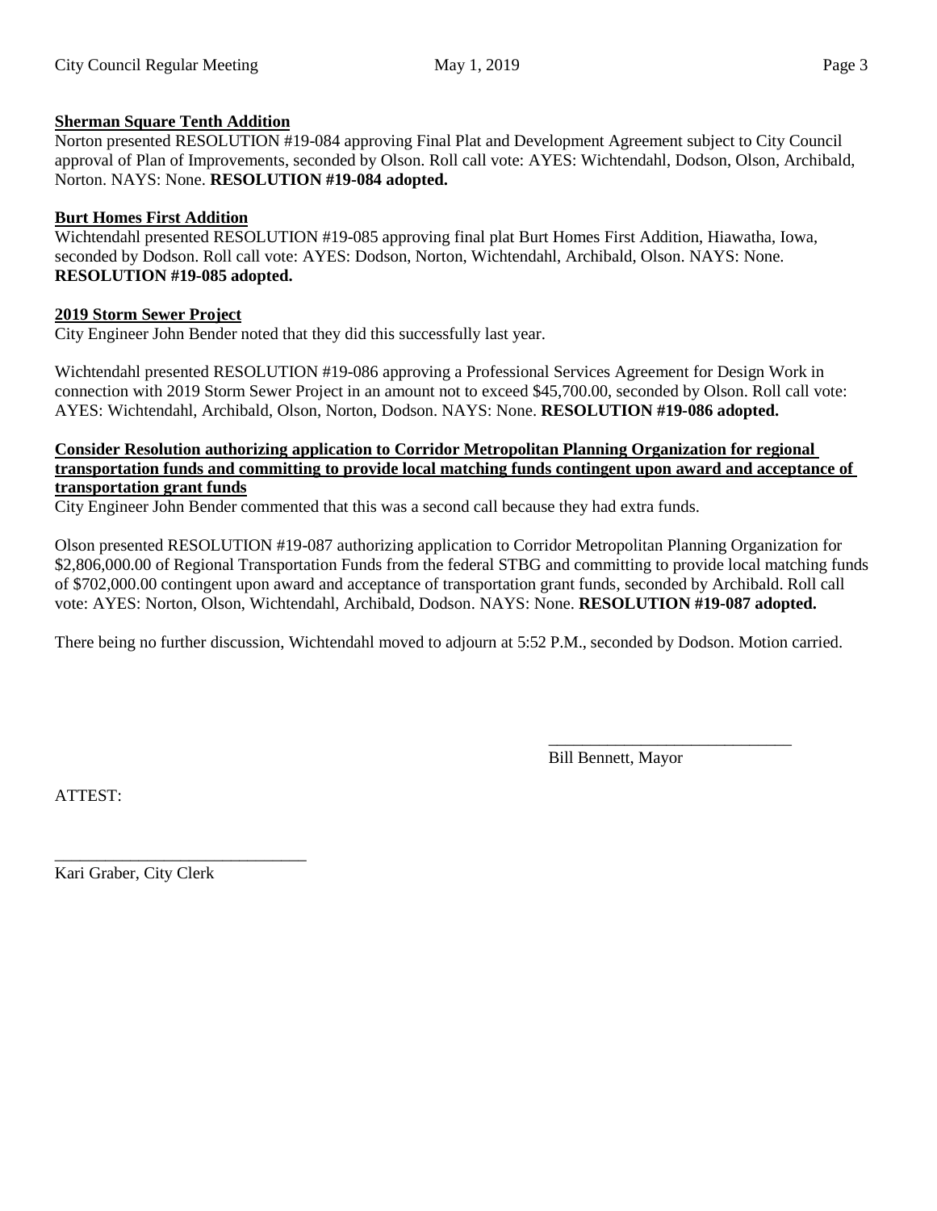**Sherman Square Tenth Addition**

Norton presented RESOLUTION #19-084 approving Final Plat and Development Agreement subject to City Council approval of Plan of Improvements, seconded by Olson. Roll call vote: AYES: Wichtendahl, Dodson, Olson, Archibald, Norton. NAYS: None. **RESOLUTION #19-084 adopted.**

**Burt Homes First Addition**

Wichtendahl presented RESOLUTION #19-085 approving final plat Burt Homes First Addition, Hiawatha, Iowa, seconded by Dodson. Roll call vote: AYES: Dodson, Norton, Wichtendahl, Archibald, Olson. NAYS: None. **RESOLUTION #19-085 adopted.**

**2019 Storm Sewer Project**

City Engineer John Bender noted that they did this successfully last year.

Wichtendahl presented RESOLUTION #19-086 approving a Professional Services Agreement for Design Work in connection with 2019 Storm Sewer Project in an amount not to exceed $45,700.00, seconded by Olson. Roll call vote: AYES: Wichtendahl, Archibald, Olson, Norton, Dodson. NAYS: None. **RESOLUTION #19-086 adopted.**

**Consider Resolution authorizing application to Corridor Metropolitan Planning Organization for regional transportation funds and committing to provide local matching funds contingent upon award and acceptance of transportation grant funds**

City Engineer John Bender commented that this was a second call because they had extra funds.

Olson presented RESOLUTION #19-087 authorizing application to Corridor Metropolitan Planning Organization for $2,806,000.00 of Regional Transportation Funds from the federal STBG and committing to provide local matching funds of $702,000.00 contingent upon award and acceptance of transportation grant funds, seconded by Archibald. Roll call vote: AYES: Norton, Olson, Wichtendahl, Archibald, Dodson. NAYS: None. **RESOLUTION #19-087 adopted.**

There being no further discussion, Wichtendahl moved to adjourn at 5:52 P.M., seconded by Dodson. Motion carried.

______________________________
Bill Bennett, Mayor

ATTEST:

______________________________
Kari Graber, City Clerk